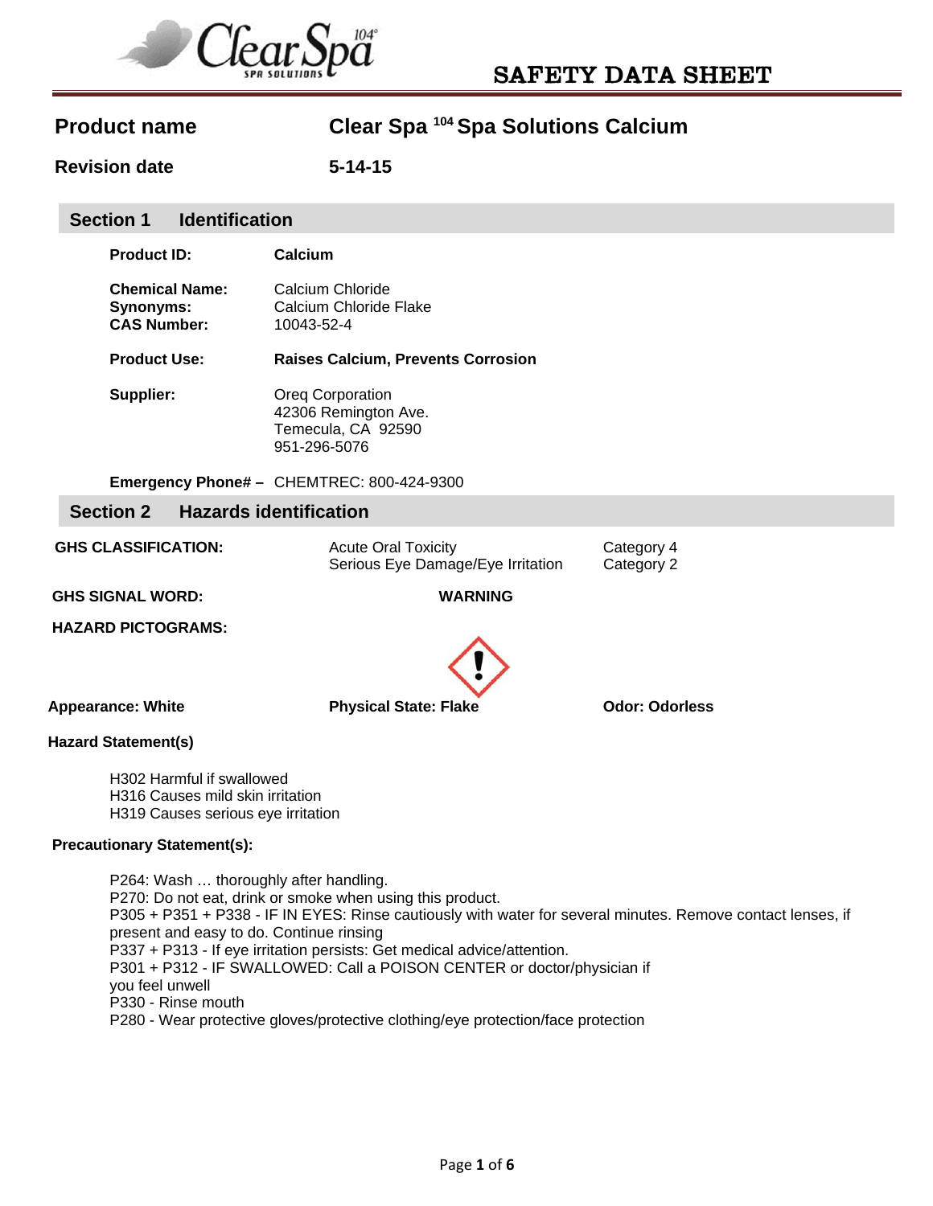# SAFETY DATA SHEET

**Product name** — **Clear Spa $^{104}$ Spa Solutions Calcium**

**Revision date** — **5-14-15**

## Section 1 Identification

**Product ID:** **Calcium**

**Chemical Name:** Calcium Chloride
**Synonyms:** Calcium Chloride Flake
**CAS Number:** 10043-52-4

**Product Use:** **Raises Calcium, Prevents Corrosion**

**Supplier:** Oreq Corporation
42306 Remington Ave.
Temecula, CA 92590
951-296-5076

**Emergency Phone# –** CHEMTREC: 800-424-9300

## Section 2 Hazards identification

**GHS CLASSIFICATION:**

| | |
|---|---|
| Acute Oral Toxicity | Category 4 |
| Serious Eye Damage/Eye Irritation | Category 2 |

**GHS SIGNAL WORD:** **WARNING**

**HAZARD PICTOGRAMS:**

**Appearance: White** **Physical State: Flake** **Odor: Odorless**

**Hazard Statement(s)**

H302 Harmful if swallowed
H316 Causes mild skin irritation
H319 Causes serious eye irritation

**Precautionary Statement(s):**

P264: Wash … thoroughly after handling.
P270: Do not eat, drink or smoke when using this product.
P305 + P351 + P338 - IF IN EYES: Rinse cautiously with water for several minutes. Remove contact lenses, if present and easy to do. Continue rinsing
P337 + P313 - If eye irritation persists: Get medical advice/attention.
P301 + P312 - IF SWALLOWED: Call a POISON CENTER or doctor/physician if you feel unwell
P330 - Rinse mouth
P280 - Wear protective gloves/protective clothing/eye protection/face protection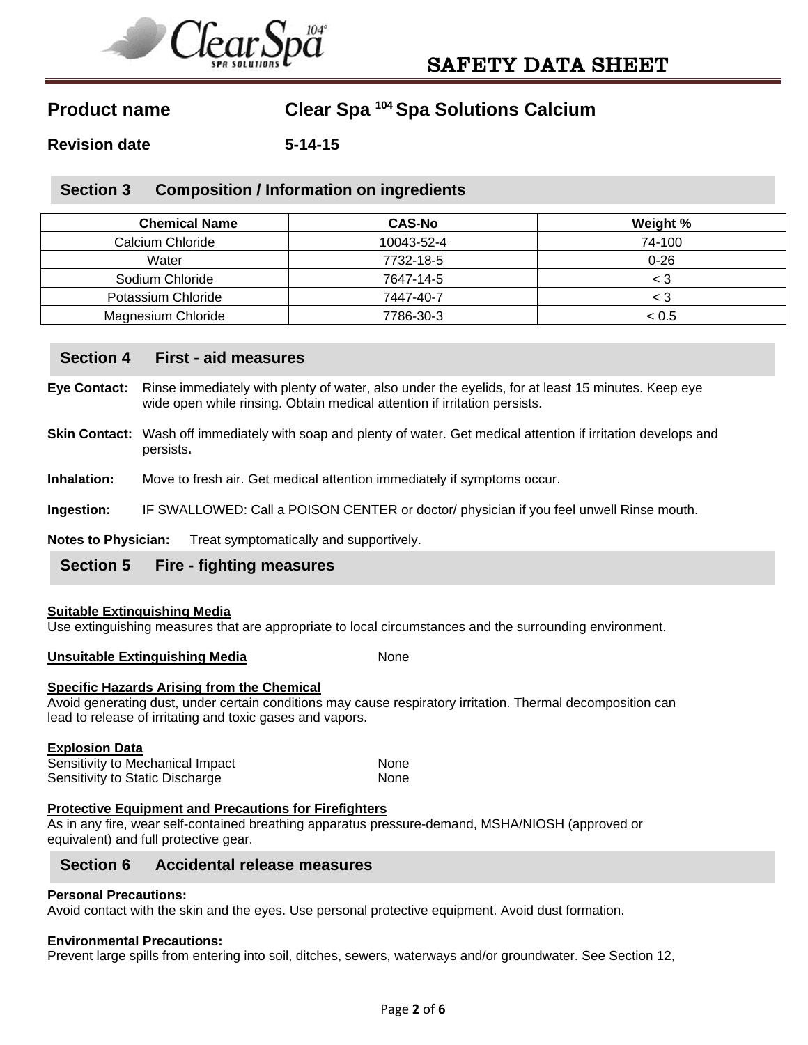# SAFETY DATA SHEET

**Product name** **Clear Spa [104] Spa Solutions Calcium**

**Revision date** **5-14-15**

## Section 3 Composition / Information on ingredients

| Chemical Name | CAS-No | Weight % |
|---|---|---|
| Calcium Chloride | 10043-52-4 | 74-100 |
| Water | 7732-18-5 | 0-26 |
| Sodium Chloride | 7647-14-5 | < 3 |
| Potassium Chloride | 7447-40-7 | < 3 |
| Magnesium Chloride | 7786-30-3 | < 0.5 |

## Section 4 First - aid measures

**Eye Contact:** Rinse immediately with plenty of water, also under the eyelids, for at least 15 minutes. Keep eye wide open while rinsing. Obtain medical attention if irritation persists.

**Skin Contact:** Wash off immediately with soap and plenty of water. Get medical attention if irritation develops and persists**.**

**Inhalation:** Move to fresh air. Get medical attention immediately if symptoms occur.

**Ingestion:** IF SWALLOWED: Call a POISON CENTER or doctor/ physician if you feel unwell Rinse mouth.

**Notes to Physician:** Treat symptomatically and supportively.

## Section 5 Fire - fighting measures

**Suitable Extinguishing Media**
Use extinguishing measures that are appropriate to local circumstances and the surrounding environment.

**Unsuitable Extinguishing Media** None

**Specific Hazards Arising from the Chemical**
Avoid generating dust, under certain conditions may cause respiratory irritation. Thermal decomposition can lead to release of irritating and toxic gases and vapors.

**Explosion Data**
Sensitivity to Mechanical Impact None
Sensitivity to Static Discharge None

**Protective Equipment and Precautions for Firefighters**
As in any fire, wear self-contained breathing apparatus pressure-demand, MSHA/NIOSH (approved or equivalent) and full protective gear.

## Section 6 Accidental release measures

**Personal Precautions:**
Avoid contact with the skin and the eyes. Use personal protective equipment. Avoid dust formation.

**Environmental Precautions:**
Prevent large spills from entering into soil, ditches, sewers, waterways and/or groundwater. See Section 12,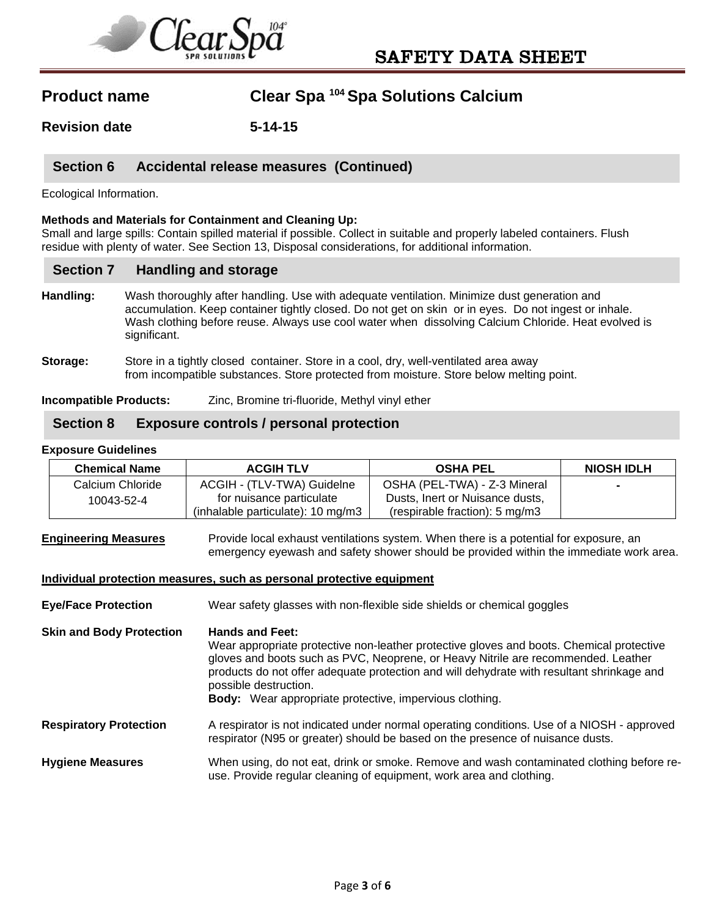# SAFETY DATA SHEET

**Product name** Clear Spa [104] Spa Solutions Calcium

**Revision date** 5-14-15

## Section 6 Accidental release measures (Continued)

Ecological Information.

**Methods and Materials for Containment and Cleaning Up:**
Small and large spills: Contain spilled material if possible. Collect in suitable and properly labeled containers. Flush residue with plenty of water. See Section 13, Disposal considerations, for additional information.

## Section 7 Handling and storage

**Handling:** Wash thoroughly after handling. Use with adequate ventilation. Minimize dust generation and accumulation. Keep container tightly closed. Do not get on skin or in eyes. Do not ingest or inhale. Wash clothing before reuse. Always use cool water when dissolving Calcium Chloride. Heat evolved is significant.

**Storage:** Store in a tightly closed container. Store in a cool, dry, well-ventilated area away from incompatible substances. Store protected from moisture. Store below melting point.

**Incompatible Products:** Zinc, Bromine tri-fluoride, Methyl vinyl ether

## Section 8 Exposure controls / personal protection

**Exposure Guidelines**

| Chemical Name | ACGIH TLV | OSHA PEL | NIOSH IDLH |
|---|---|---|---|
| Calcium Chloride 10043-52-4 | ACGIH - (TLV-TWA) Guidelne for nuisance particulate (inhalable particulate): 10 mg/m3 | OSHA (PEL-TWA) - Z-3 Mineral Dusts, Inert or Nuisance dusts, (respirable fraction): 5 mg/m3 | - |

**Engineering Measures** Provide local exhaust ventilations system. When there is a potential for exposure, an emergency eyewash and safety shower should be provided within the immediate work area.

**Individual protection measures, such as personal protective equipment**

**Eye/Face Protection** Wear safety glasses with non-flexible side shields or chemical goggles

**Skin and Body Protection** **Hands and Feet:**
Wear appropriate protective non-leather protective gloves and boots. Chemical protective gloves and boots such as PVC, Neoprene, or Heavy Nitrile are recommended. Leather products do not offer adequate protection and will dehydrate with resultant shrinkage and possible destruction.
**Body:** Wear appropriate protective, impervious clothing.

**Respiratory Protection** A respirator is not indicated under normal operating conditions. Use of a NIOSH - approved respirator (N95 or greater) should be based on the presence of nuisance dusts.

**Hygiene Measures** When using, do not eat, drink or smoke. Remove and wash contaminated clothing before re-use. Provide regular cleaning of equipment, work area and clothing.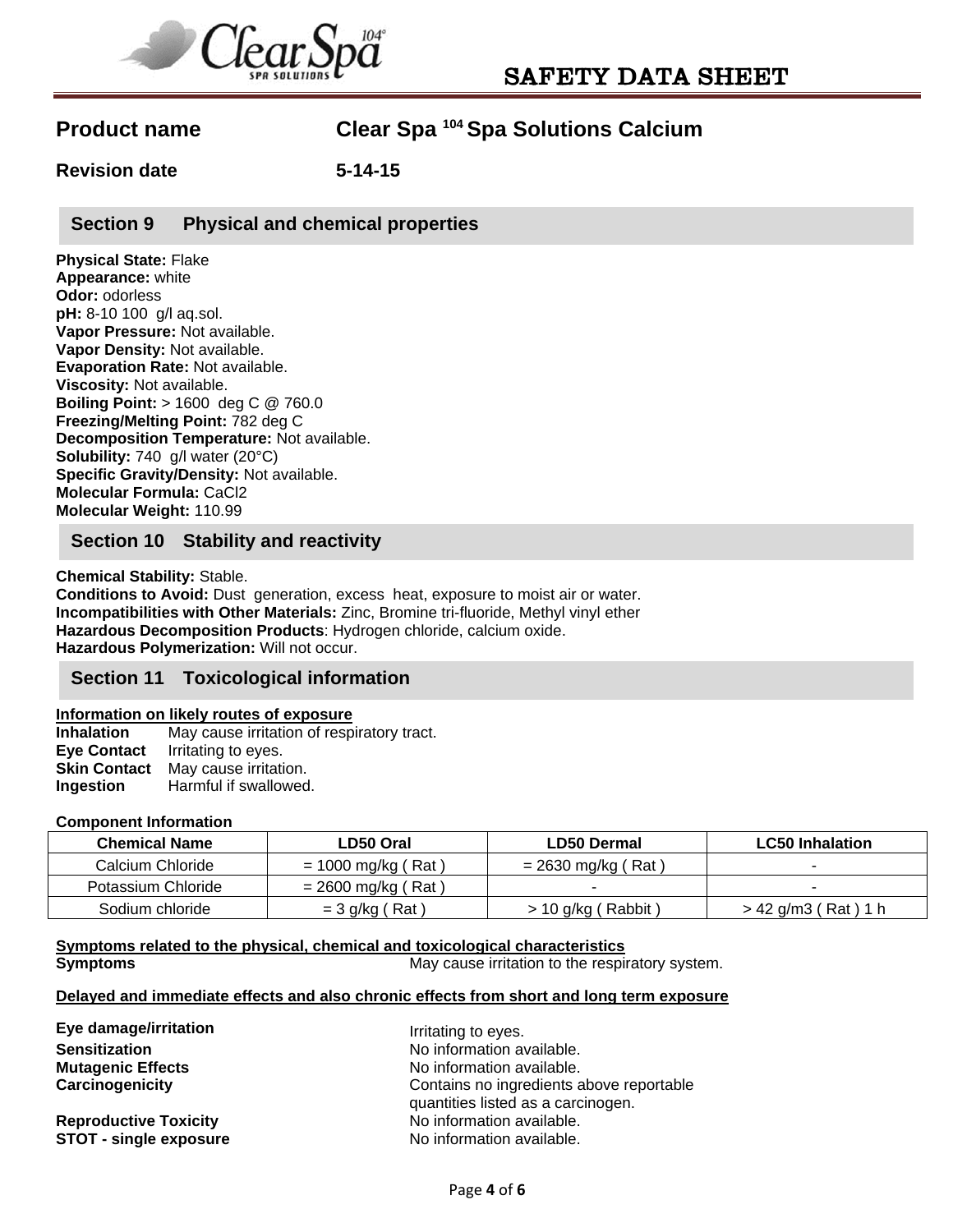# SAFETY DATA SHEET

**Product name** Clear Spa [104] Spa Solutions Calcium

**Revision date** 5-14-15

## Section 9 Physical and chemical properties

**Physical State:** Flake
**Appearance:** white
**Odor:** odorless
**pH:** 8-10 100 g/l aq.sol.
**Vapor Pressure:** Not available.
**Vapor Density:** Not available.
**Evaporation Rate:** Not available.
**Viscosity:** Not available.
**Boiling Point:** > 1600 deg C @ 760.0
**Freezing/Melting Point:** 782 deg C
**Decomposition Temperature:** Not available.
**Solubility:** 740 g/l water (20°C)
**Specific Gravity/Density:** Not available.
**Molecular Formula:** $CaCl_2$
**Molecular Weight:** 110.99

## Section 10 Stability and reactivity

**Chemical Stability:** Stable.
**Conditions to Avoid:** Dust generation, excess heat, exposure to moist air or water.
**Incompatibilities with Other Materials:** Zinc, Bromine tri-fluoride, Methyl vinyl ether
**Hazardous Decomposition Products**: Hydrogen chloride, calcium oxide.
**Hazardous Polymerization:** Will not occur.

## Section 11 Toxicological information

**Information on likely routes of exposure**

**Inhalation** May cause irritation of respiratory tract.
**Eye Contact** Irritating to eyes.
**Skin Contact** May cause irritation.
**Ingestion** Harmful if swallowed.

**Component Information**

| Chemical Name | LD50 Oral | LD50 Dermal | LC50 Inhalation |
|---|---|---|---|
| Calcium Chloride | = 1000 mg/kg ( Rat ) | = 2630 mg/kg ( Rat ) | - |
| Potassium Chloride | = 2600 mg/kg ( Rat ) | - | - |
| Sodium chloride | = 3 g/kg ( Rat ) | > 10 g/kg ( Rabbit ) | > 42 g/m3 ( Rat ) 1 h |

**Symptoms related to the physical, chemical and toxicological characteristics**

**Symptoms** May cause irritation to the respiratory system.

**Delayed and immediate effects and also chronic effects from short and long term exposure**

**Eye damage/irritation** Irritating to eyes.
**Sensitization** No information available.
**Mutagenic Effects** No information available.
**Carcinogenicity** Contains no ingredients above reportable quantities listed as a carcinogen.
**Reproductive Toxicity** No information available.
**STOT - single exposure** No information available.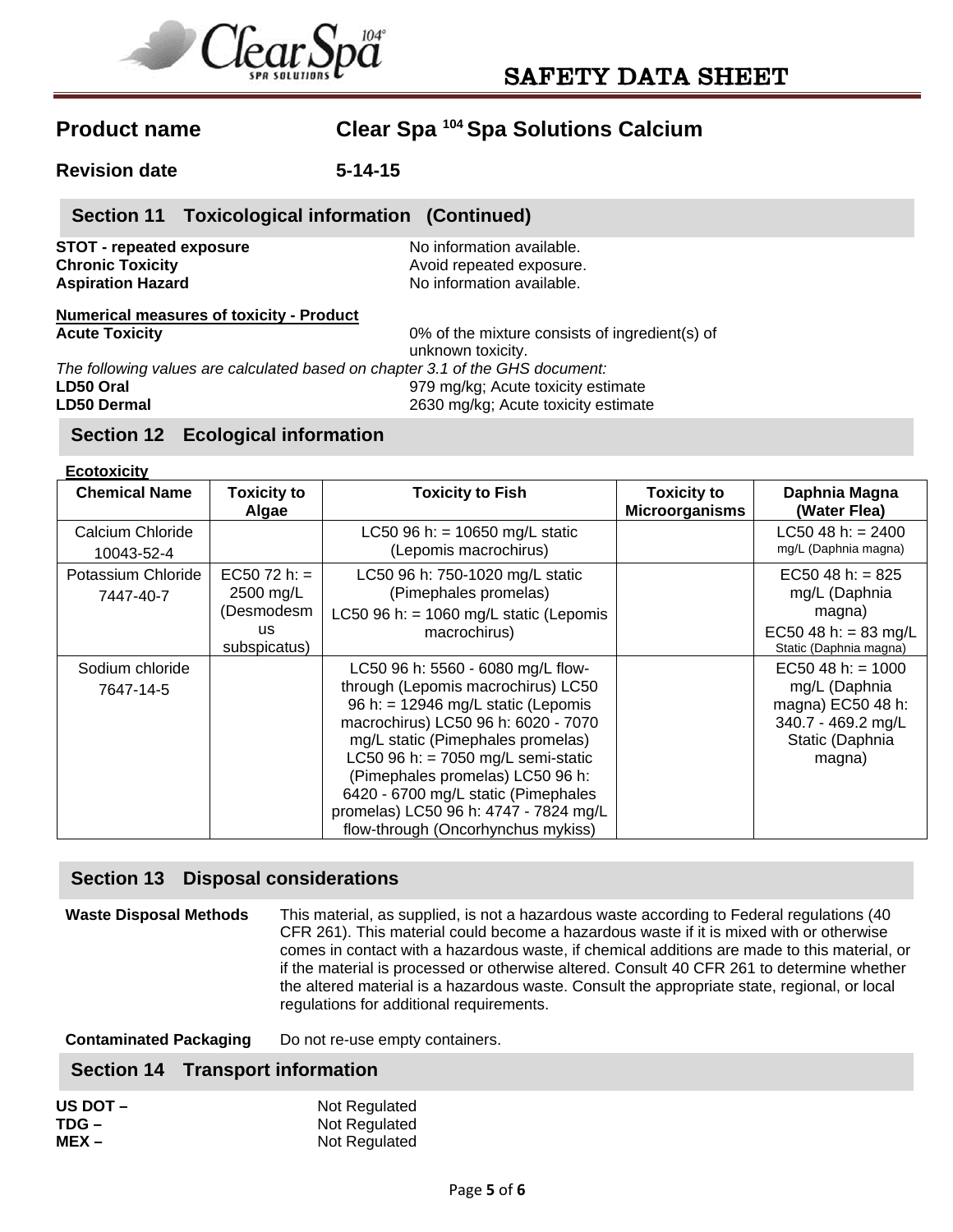SAFETY DATA SHEET

**Product name** Clear Spa [104] Spa Solutions Calcium

**Revision date** 5-14-15

## Section 11 Toxicological information (Continued)

**STOT - repeated exposure** No information available.
**Chronic Toxicity** Avoid repeated exposure.
**Aspiration Hazard** No information available.

**Numerical measures of toxicity - Product**

**Acute Toxicity** 0% of the mixture consists of ingredient(s) of unknown toxicity.

*The following values are calculated based on chapter 3.1 of the GHS document:*

**LD50 Oral** 979 mg/kg; Acute toxicity estimate
**LD50 Dermal** 2630 mg/kg; Acute toxicity estimate

## Section 12 Ecological information

**Ecotoxicity**

| Chemical Name | Toxicity to Algae | Toxicity to Fish | Toxicity to Microorganisms | Daphnia Magna (Water Flea) |
|---|---|---|---|---|
| Calcium Chloride 10043-52-4 | | LC50 96 h: = 10650 mg/L static (Lepomis macrochirus) | | LC50 48 h: = 2400 mg/L (Daphnia magna) |
| Potassium Chloride 7447-40-7 | EC50 72 h: = 2500 mg/L (Desmodesmus subspicatus) | LC50 96 h: 750-1020 mg/L static (Pimephales promelas) LC50 96 h: = 1060 mg/L static (Lepomis macrochirus) | | EC50 48 h: = 825 mg/L (Daphnia magna) EC50 48 h: = 83 mg/L Static (Daphnia magna) |
| Sodium chloride 7647-14-5 | | LC50 96 h: 5560 - 6080 mg/L flow-through (Lepomis macrochirus) LC50 96 h: = 12946 mg/L static (Lepomis macrochirus) LC50 96 h: 6020 - 7070 mg/L static (Pimephales promelas) LC50 96 h: = 7050 mg/L semi-static (Pimephales promelas) LC50 96 h: 6420 - 6700 mg/L static (Pimephales promelas) LC50 96 h: 4747 - 7824 mg/L flow-through (Oncorhynchus mykiss) | | EC50 48 h: = 1000 mg/L (Daphnia magna) EC50 48 h: 340.7 - 469.2 mg/L Static (Daphnia magna) |

## Section 13 Disposal considerations

**Waste Disposal Methods** This material, as supplied, is not a hazardous waste according to Federal regulations (40 CFR 261). This material could become a hazardous waste if it is mixed with or otherwise comes in contact with a hazardous waste, if chemical additions are made to this material, or if the material is processed or otherwise altered. Consult 40 CFR 261 to determine whether the altered material is a hazardous waste. Consult the appropriate state, regional, or local regulations for additional requirements.

**Contaminated Packaging** Do not re-use empty containers.

## Section 14 Transport information

**US DOT –** Not Regulated
**TDG –** Not Regulated
**MEX –** Not Regulated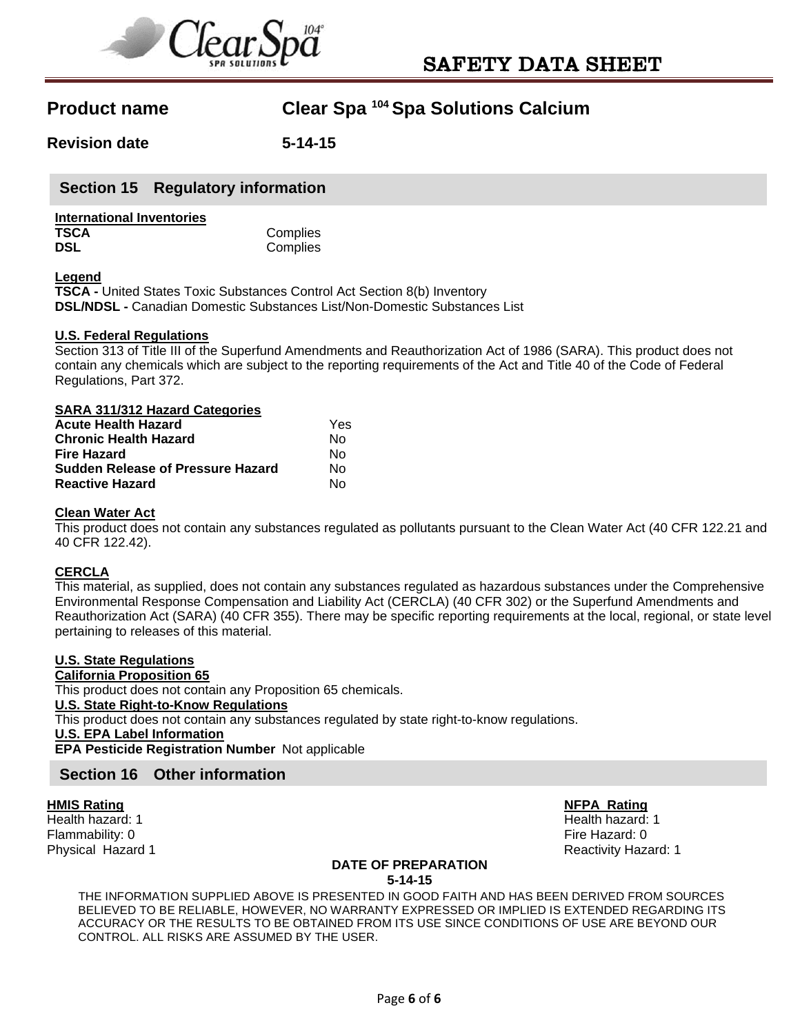# SAFETY DATA SHEET

**Product name** Clear Spa [104] Spa Solutions Calcium

**Revision date** 5-14-15

## Section 15 Regulatory information

**International Inventories**

| | |
|---|---|
| **TSCA** | Complies |
| **DSL** | Complies |

**Legend**

**TSCA -** United States Toxic Substances Control Act Section 8(b) Inventory
**DSL/NDSL -** Canadian Domestic Substances List/Non-Domestic Substances List

**U.S. Federal Regulations**

Section 313 of Title III of the Superfund Amendments and Reauthorization Act of 1986 (SARA). This product does not contain any chemicals which are subject to the reporting requirements of the Act and Title 40 of the Code of Federal Regulations, Part 372.

**SARA 311/312 Hazard Categories**

| | |
|---|---|
| **Acute Health Hazard** | Yes |
| **Chronic Health Hazard** | No |
| **Fire Hazard** | No |
| **Sudden Release of Pressure Hazard** | No |
| **Reactive Hazard** | No |

**Clean Water Act**

This product does not contain any substances regulated as pollutants pursuant to the Clean Water Act (40 CFR 122.21 and 40 CFR 122.42).

**CERCLA**

This material, as supplied, does not contain any substances regulated as hazardous substances under the Comprehensive Environmental Response Compensation and Liability Act (CERCLA) (40 CFR 302) or the Superfund Amendments and Reauthorization Act (SARA) (40 CFR 355). There may be specific reporting requirements at the local, regional, or state level pertaining to releases of this material.

**U.S. State Regulations**

**California Proposition 65**

This product does not contain any Proposition 65 chemicals.

**U.S. State Right-to-Know Regulations**

This product does not contain any substances regulated by state right-to-know regulations.

**U.S. EPA Label Information**

**EPA Pesticide Registration Number** Not applicable

## Section 16 Other information

**HMIS Rating**

Health hazard: 1
Flammability: 0
Physical Hazard 1

**NFPA Rating**

Health hazard: 1
Fire Hazard: 0
Reactivity Hazard: 1

**DATE OF PREPARATION**

**5-14-15**

THE INFORMATION SUPPLIED ABOVE IS PRESENTED IN GOOD FAITH AND HAS BEEN DERIVED FROM SOURCES BELIEVED TO BE RELIABLE, HOWEVER, NO WARRANTY EXPRESSED OR IMPLIED IS EXTENDED REGARDING ITS ACCURACY OR THE RESULTS TO BE OBTAINED FROM ITS USE SINCE CONDITIONS OF USE ARE BEYOND OUR CONTROL. ALL RISKS ARE ASSUMED BY THE USER.